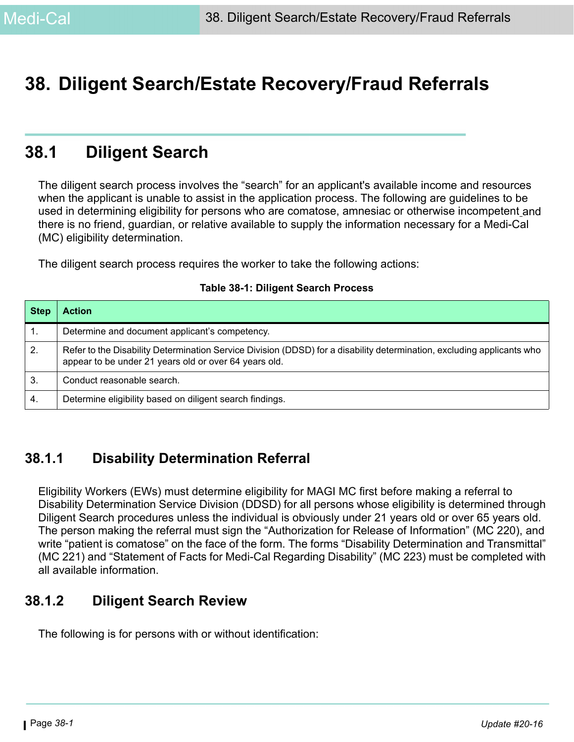# 38. Diligent Search/Estate Recovery/Fraud Referrals

## 38.1 Diligent Search

The diligent search process involves the "search" for an applicant's available income and resources when the applicant is unable to assist in the application process. The following are guidelines to be used in determining eligibility for persons who are comatose, amnesiac or otherwise incompetent and there is no friend, guardian, or relative available to supply the information necessary for a Medi-Cal (MC) eligibility determination.

The diligent search process requires the worker to take the following actions:

**Table 38-1: Diligent Search Process**

| Step | Action |
|---|---|
| 1. | Determine and document applicant's competency. |
| 2. | Refer to the Disability Determination Service Division (DDSD) for a disability determination, excluding applicants who appear to be under 21 years old or over 64 years old. |
| 3. | Conduct reasonable search. |
| 4. | Determine eligibility based on diligent search findings. |

### 38.1.1 Disability Determination Referral

Eligibility Workers (EWs) must determine eligibility for MAGI MC first before making a referral to Disability Determination Service Division (DDSD) for all persons whose eligibility is determined through Diligent Search procedures unless the individual is obviously under 21 years old or over 65 years old. The person making the referral must sign the "Authorization for Release of Information" (MC 220), and write "patient is comatose" on the face of the form. The forms "Disability Determination and Transmittal" (MC 221) and "Statement of Facts for Medi-Cal Regarding Disability" (MC 223) must be completed with all available information.

### 38.1.2 Diligent Search Review

The following is for persons with or without identification: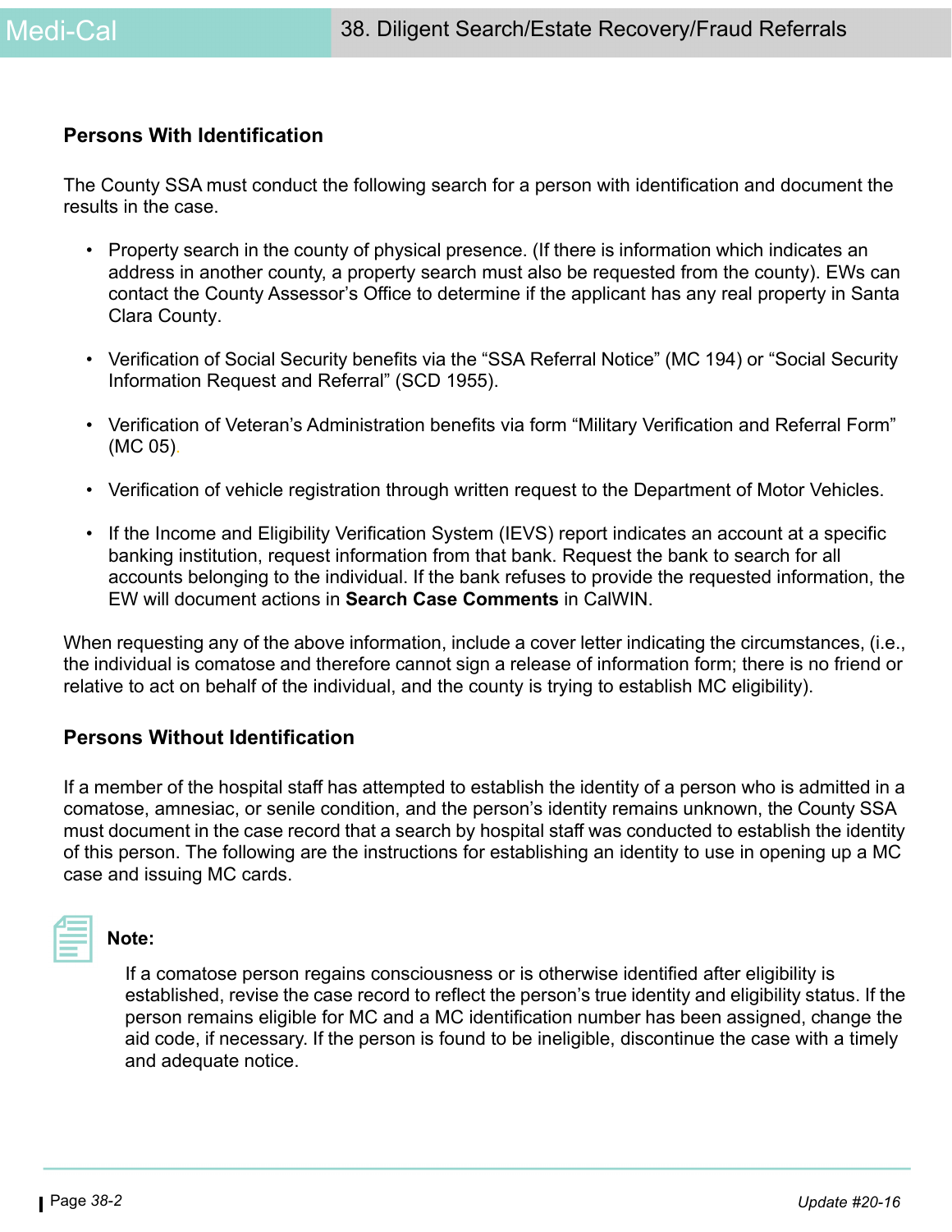### Persons With Identification

The County SSA must conduct the following search for a person with identification and document the results in the case.

- Property search in the county of physical presence. (If there is information which indicates an address in another county, a property search must also be requested from the county). EWs can contact the County Assessor's Office to determine if the applicant has any real property in Santa Clara County.
- Verification of Social Security benefits via the "SSA Referral Notice" (MC 194) or "Social Security Information Request and Referral" (SCD 1955).
- Verification of Veteran's Administration benefits via form "Military Verification and Referral Form" (MC 05).
- Verification of vehicle registration through written request to the Department of Motor Vehicles.
- If the Income and Eligibility Verification System (IEVS) report indicates an account at a specific banking institution, request information from that bank. Request the bank to search for all accounts belonging to the individual. If the bank refuses to provide the requested information, the EW will document actions in **Search Case Comments** in CalWIN.

When requesting any of the above information, include a cover letter indicating the circumstances, (i.e., the individual is comatose and therefore cannot sign a release of information form; there is no friend or relative to act on behalf of the individual, and the county is trying to establish MC eligibility).

### Persons Without Identification

If a member of the hospital staff has attempted to establish the identity of a person who is admitted in a comatose, amnesiac, or senile condition, and the person's identity remains unknown, the County SSA must document in the case record that a search by hospital staff was conducted to establish the identity of this person. The following are the instructions for establishing an identity to use in opening up a MC case and issuing MC cards.

**Note:**

If a comatose person regains consciousness or is otherwise identified after eligibility is established, revise the case record to reflect the person's true identity and eligibility status. If the person remains eligible for MC and a MC identification number has been assigned, change the aid code, if necessary. If the person is found to be ineligible, discontinue the case with a timely and adequate notice.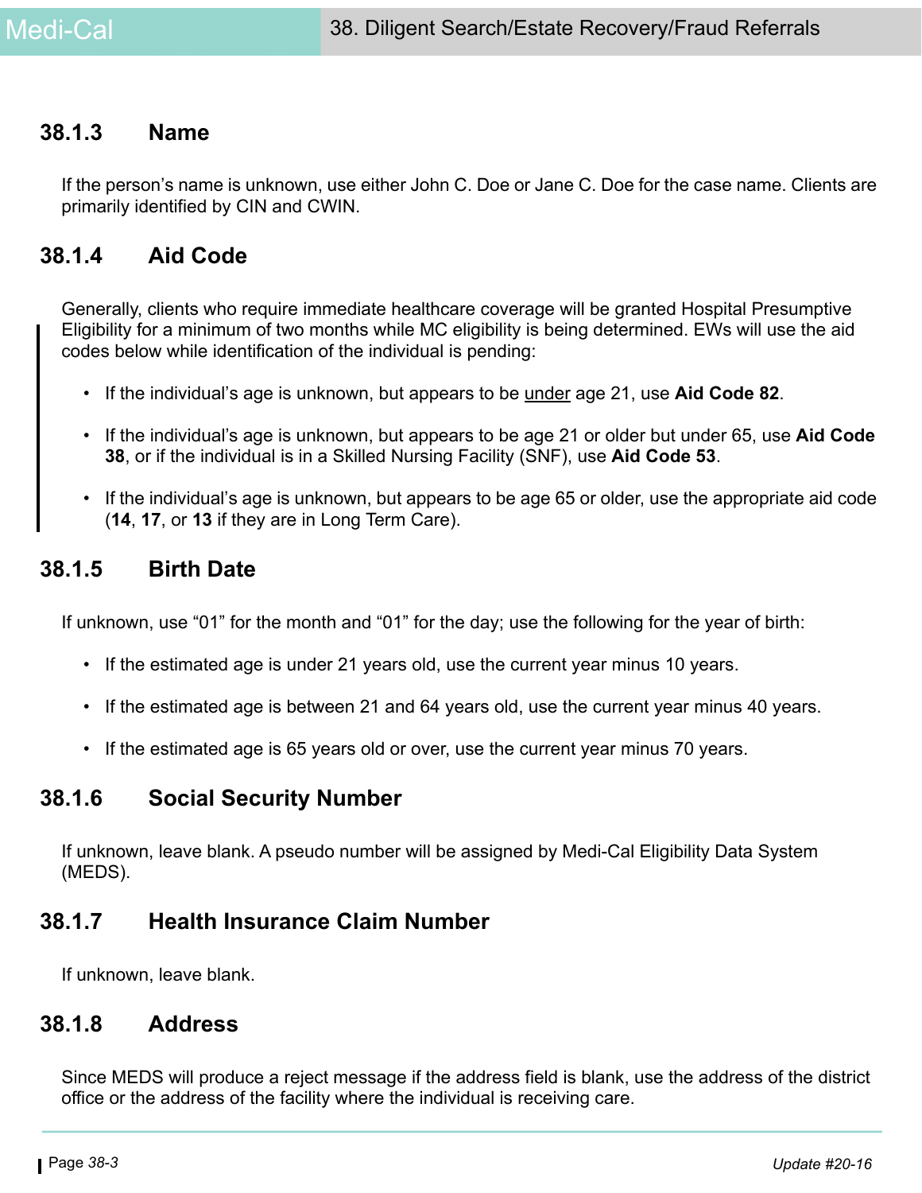### 38.1.3 Name

If the person's name is unknown, use either John C. Doe or Jane C. Doe for the case name. Clients are primarily identified by CIN and CWIN.

### 38.1.4 Aid Code

Generally, clients who require immediate healthcare coverage will be granted Hospital Presumptive Eligibility for a minimum of two months while MC eligibility is being determined. EWs will use the aid codes below while identification of the individual is pending:

- If the individual's age is unknown, but appears to be under age 21, use **Aid Code 82**.
- If the individual's age is unknown, but appears to be age 21 or older but under 65, use **Aid Code 38**, or if the individual is in a Skilled Nursing Facility (SNF), use **Aid Code 53**.
- If the individual's age is unknown, but appears to be age 65 or older, use the appropriate aid code (**14**, **17**, or **13** if they are in Long Term Care).

### 38.1.5 Birth Date

If unknown, use "01" for the month and "01" for the day; use the following for the year of birth:

- If the estimated age is under 21 years old, use the current year minus 10 years.
- If the estimated age is between 21 and 64 years old, use the current year minus 40 years.
- If the estimated age is 65 years old or over, use the current year minus 70 years.

### 38.1.6 Social Security Number

If unknown, leave blank. A pseudo number will be assigned by Medi-Cal Eligibility Data System (MEDS).

### 38.1.7 Health Insurance Claim Number

If unknown, leave blank.

### 38.1.8 Address

Since MEDS will produce a reject message if the address field is blank, use the address of the district office or the address of the facility where the individual is receiving care.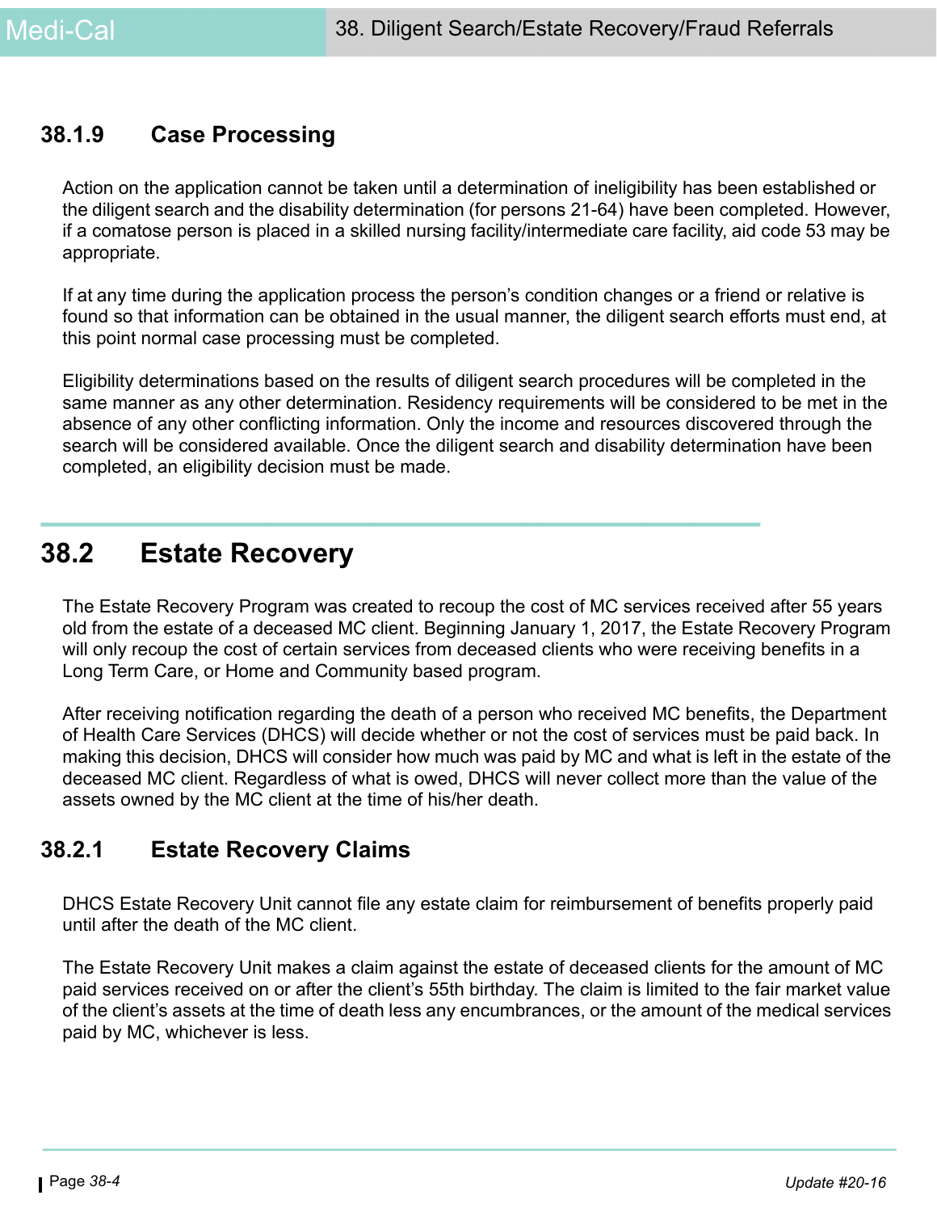### 38.1.9 Case Processing

Action on the application cannot be taken until a determination of ineligibility has been established or the diligent search and the disability determination (for persons 21-64) have been completed. However, if a comatose person is placed in a skilled nursing facility/intermediate care facility, aid code 53 may be appropriate.

If at any time during the application process the person's condition changes or a friend or relative is found so that information can be obtained in the usual manner, the diligent search efforts must end, at this point normal case processing must be completed.

Eligibility determinations based on the results of diligent search procedures will be completed in the same manner as any other determination. Residency requirements will be considered to be met in the absence of any other conflicting information. Only the income and resources discovered through the search will be considered available. Once the diligent search and disability determination have been completed, an eligibility decision must be made.

## 38.2 Estate Recovery

The Estate Recovery Program was created to recoup the cost of MC services received after 55 years old from the estate of a deceased MC client. Beginning January 1, 2017, the Estate Recovery Program will only recoup the cost of certain services from deceased clients who were receiving benefits in a Long Term Care, or Home and Community based program.

After receiving notification regarding the death of a person who received MC benefits, the Department of Health Care Services (DHCS) will decide whether or not the cost of services must be paid back. In making this decision, DHCS will consider how much was paid by MC and what is left in the estate of the deceased MC client. Regardless of what is owed, DHCS will never collect more than the value of the assets owned by the MC client at the time of his/her death.

### 38.2.1 Estate Recovery Claims

DHCS Estate Recovery Unit cannot file any estate claim for reimbursement of benefits properly paid until after the death of the MC client.

The Estate Recovery Unit makes a claim against the estate of deceased clients for the amount of MC paid services received on or after the client's 55th birthday. The claim is limited to the fair market value of the client's assets at the time of death less any encumbrances, or the amount of the medical services paid by MC, whichever is less.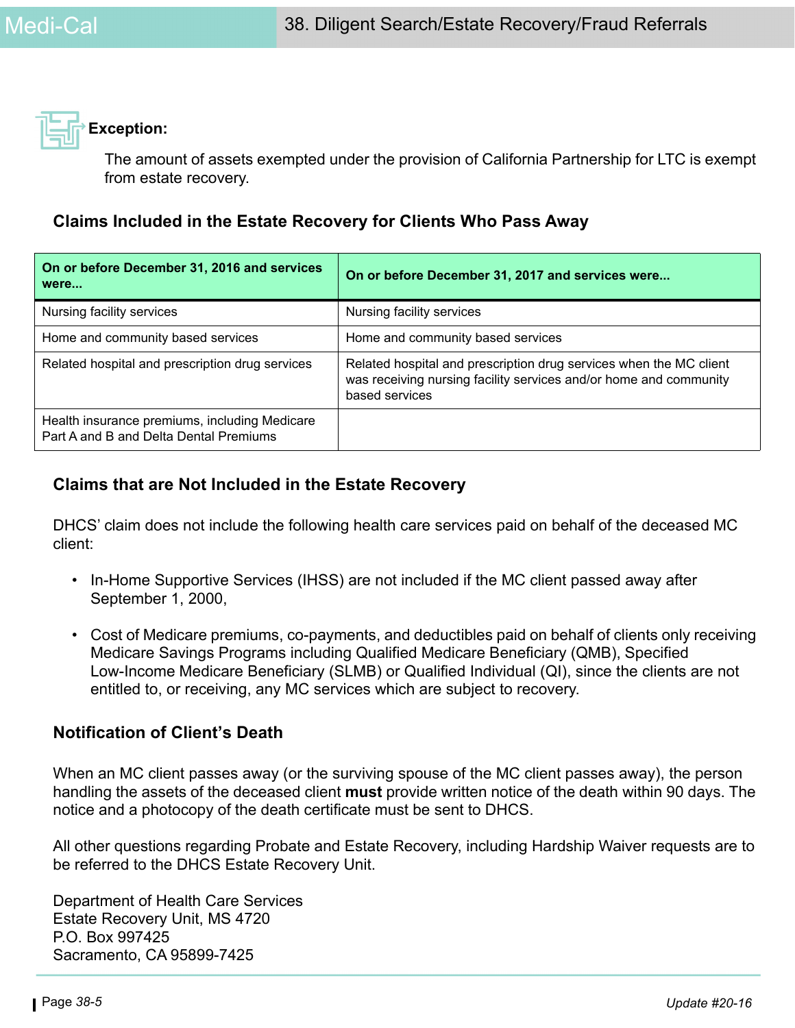**Exception:**

The amount of assets exempted under the provision of California Partnership for LTC is exempt from estate recovery.

### Claims Included in the Estate Recovery for Clients Who Pass Away

| On or before December 31, 2016 and services were... | On or before December 31, 2017 and services were... |
|---|---|
| Nursing facility services | Nursing facility services |
| Home and community based services | Home and community based services |
| Related hospital and prescription drug services | Related hospital and prescription drug services when the MC client was receiving nursing facility services and/or home and community based services |
| Health insurance premiums, including Medicare Part A and B and Delta Dental Premiums | |

### Claims that are Not Included in the Estate Recovery

DHCS' claim does not include the following health care services paid on behalf of the deceased MC client:

- In-Home Supportive Services (IHSS) are not included if the MC client passed away after September 1, 2000,
- Cost of Medicare premiums, co-payments, and deductibles paid on behalf of clients only receiving Medicare Savings Programs including Qualified Medicare Beneficiary (QMB), Specified Low-Income Medicare Beneficiary (SLMB) or Qualified Individual (QI), since the clients are not entitled to, or receiving, any MC services which are subject to recovery.

### Notification of Client's Death

When an MC client passes away (or the surviving spouse of the MC client passes away), the person handling the assets of the deceased client **must** provide written notice of the death within 90 days. The notice and a photocopy of the death certificate must be sent to DHCS.

All other questions regarding Probate and Estate Recovery, including Hardship Waiver requests are to be referred to the DHCS Estate Recovery Unit.

Department of Health Care Services
Estate Recovery Unit, MS 4720
P.O. Box 997425
Sacramento, CA 95899-7425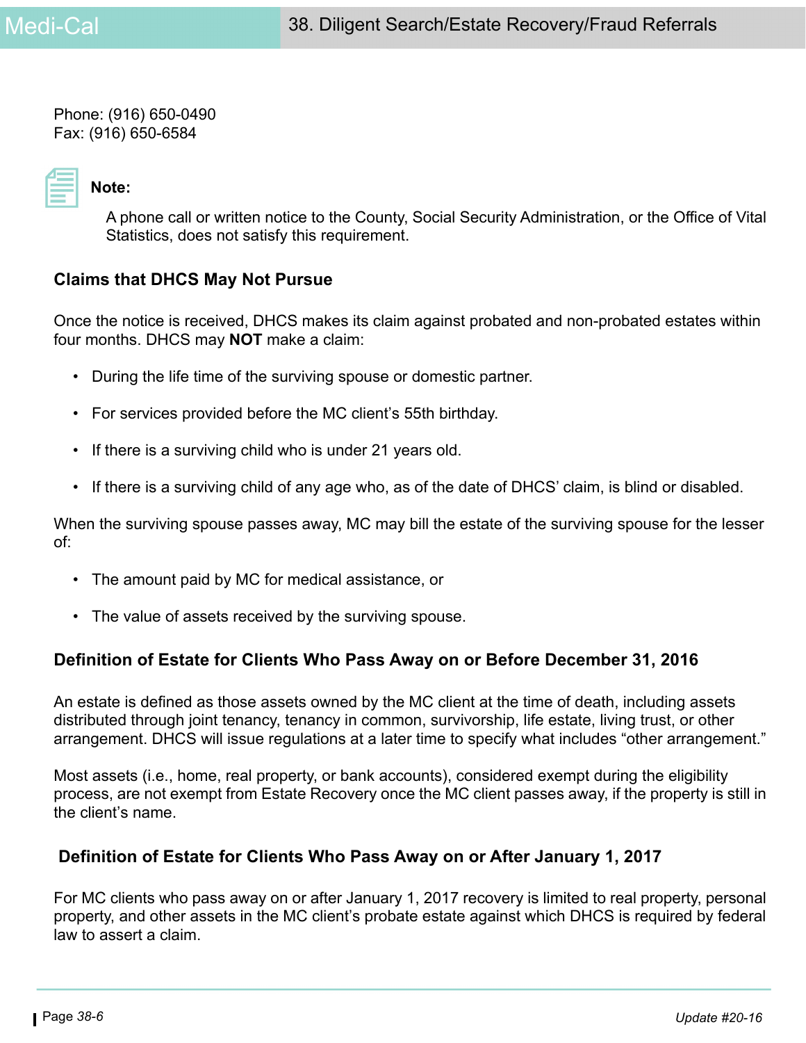Phone: (916) 650-0490
Fax: (916) 650-6584

**Note:**

A phone call or written notice to the County, Social Security Administration, or the Office of Vital Statistics, does not satisfy this requirement.

### Claims that DHCS May Not Pursue

Once the notice is received, DHCS makes its claim against probated and non-probated estates within four months. DHCS may **NOT** make a claim:

- During the life time of the surviving spouse or domestic partner.
- For services provided before the MC client's 55th birthday.
- If there is a surviving child who is under 21 years old.
- If there is a surviving child of any age who, as of the date of DHCS' claim, is blind or disabled.

When the surviving spouse passes away, MC may bill the estate of the surviving spouse for the lesser of:

- The amount paid by MC for medical assistance, or
- The value of assets received by the surviving spouse.

### Definition of Estate for Clients Who Pass Away on or Before December 31, 2016

An estate is defined as those assets owned by the MC client at the time of death, including assets distributed through joint tenancy, tenancy in common, survivorship, life estate, living trust, or other arrangement. DHCS will issue regulations at a later time to specify what includes "other arrangement."

Most assets (i.e., home, real property, or bank accounts), considered exempt during the eligibility process, are not exempt from Estate Recovery once the MC client passes away, if the property is still in the client's name.

### Definition of Estate for Clients Who Pass Away on or After January 1, 2017

For MC clients who pass away on or after January 1, 2017 recovery is limited to real property, personal property, and other assets in the MC client's probate estate against which DHCS is required by federal law to assert a claim.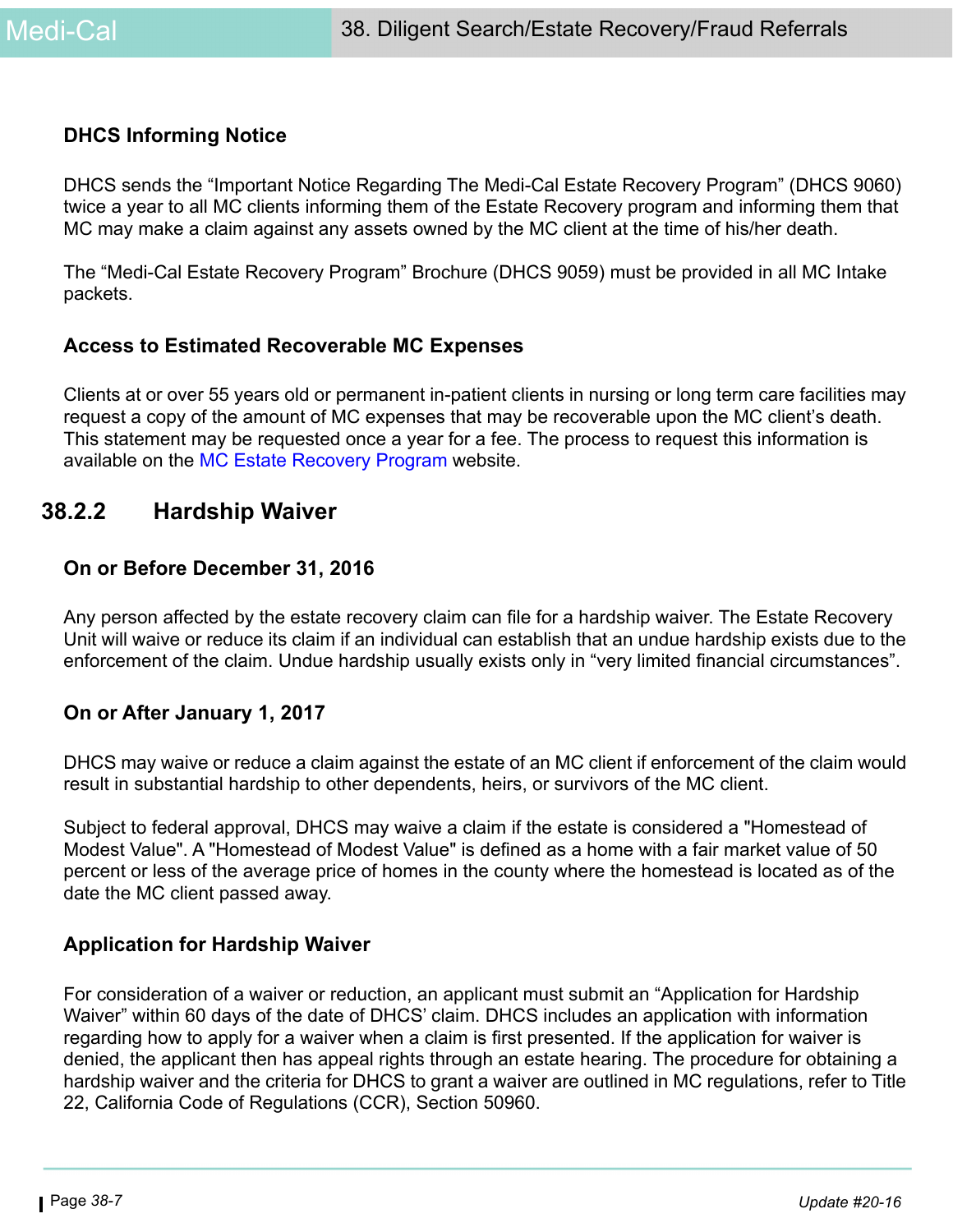### DHCS Informing Notice

DHCS sends the "Important Notice Regarding The Medi-Cal Estate Recovery Program" (DHCS 9060) twice a year to all MC clients informing them of the Estate Recovery program and informing them that MC may make a claim against any assets owned by the MC client at the time of his/her death.

The "Medi-Cal Estate Recovery Program" Brochure (DHCS 9059) must be provided in all MC Intake packets.

### Access to Estimated Recoverable MC Expenses

Clients at or over 55 years old or permanent in-patient clients in nursing or long term care facilities may request a copy of the amount of MC expenses that may be recoverable upon the MC client's death. This statement may be requested once a year for a fee. The process to request this information is available on the MC Estate Recovery Program website.

## 38.2.2 Hardship Waiver

### On or Before December 31, 2016

Any person affected by the estate recovery claim can file for a hardship waiver. The Estate Recovery Unit will waive or reduce its claim if an individual can establish that an undue hardship exists due to the enforcement of the claim. Undue hardship usually exists only in "very limited financial circumstances".

### On or After January 1, 2017

DHCS may waive or reduce a claim against the estate of an MC client if enforcement of the claim would result in substantial hardship to other dependents, heirs, or survivors of the MC client.

Subject to federal approval, DHCS may waive a claim if the estate is considered a "Homestead of Modest Value". A "Homestead of Modest Value" is defined as a home with a fair market value of 50 percent or less of the average price of homes in the county where the homestead is located as of the date the MC client passed away.

### Application for Hardship Waiver

For consideration of a waiver or reduction, an applicant must submit an "Application for Hardship Waiver" within 60 days of the date of DHCS' claim. DHCS includes an application with information regarding how to apply for a waiver when a claim is first presented. If the application for waiver is denied, the applicant then has appeal rights through an estate hearing. The procedure for obtaining a hardship waiver and the criteria for DHCS to grant a waiver are outlined in MC regulations, refer to Title 22, California Code of Regulations (CCR), Section 50960.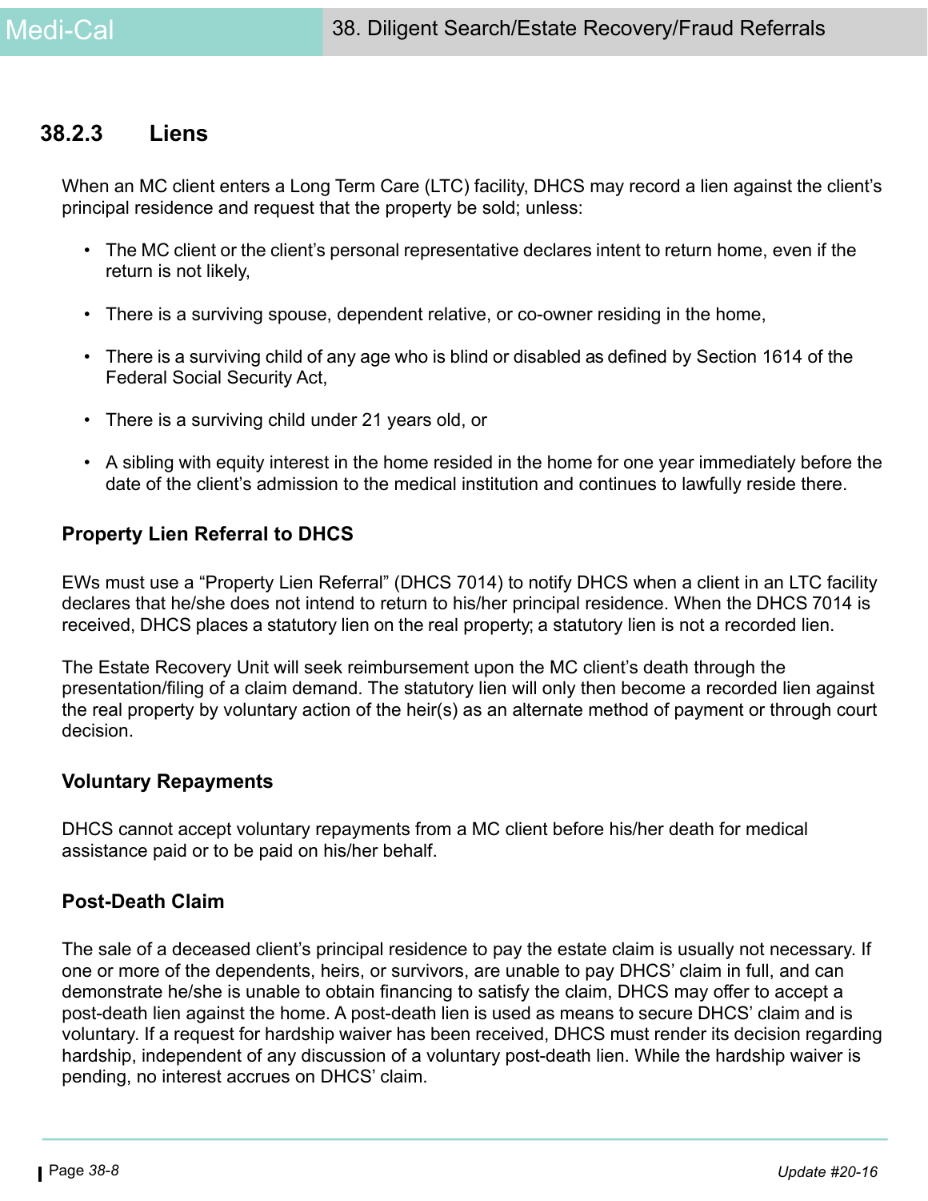### 38.2.3 Liens

When an MC client enters a Long Term Care (LTC) facility, DHCS may record a lien against the client's principal residence and request that the property be sold; unless:

- The MC client or the client's personal representative declares intent to return home, even if the return is not likely,
- There is a surviving spouse, dependent relative, or co-owner residing in the home,
- There is a surviving child of any age who is blind or disabled as defined by Section 1614 of the Federal Social Security Act,
- There is a surviving child under 21 years old, or
- A sibling with equity interest in the home resided in the home for one year immediately before the date of the client's admission to the medical institution and continues to lawfully reside there.

#### Property Lien Referral to DHCS

EWs must use a "Property Lien Referral" (DHCS 7014) to notify DHCS when a client in an LTC facility declares that he/she does not intend to return to his/her principal residence. When the DHCS 7014 is received, DHCS places a statutory lien on the real property; a statutory lien is not a recorded lien.

The Estate Recovery Unit will seek reimbursement upon the MC client's death through the presentation/filing of a claim demand. The statutory lien will only then become a recorded lien against the real property by voluntary action of the heir(s) as an alternate method of payment or through court decision.

#### Voluntary Repayments

DHCS cannot accept voluntary repayments from a MC client before his/her death for medical assistance paid or to be paid on his/her behalf.

#### Post-Death Claim

The sale of a deceased client's principal residence to pay the estate claim is usually not necessary. If one or more of the dependents, heirs, or survivors, are unable to pay DHCS' claim in full, and can demonstrate he/she is unable to obtain financing to satisfy the claim, DHCS may offer to accept a post-death lien against the home. A post-death lien is used as means to secure DHCS' claim and is voluntary. If a request for hardship waiver has been received, DHCS must render its decision regarding hardship, independent of any discussion of a voluntary post-death lien. While the hardship waiver is pending, no interest accrues on DHCS' claim.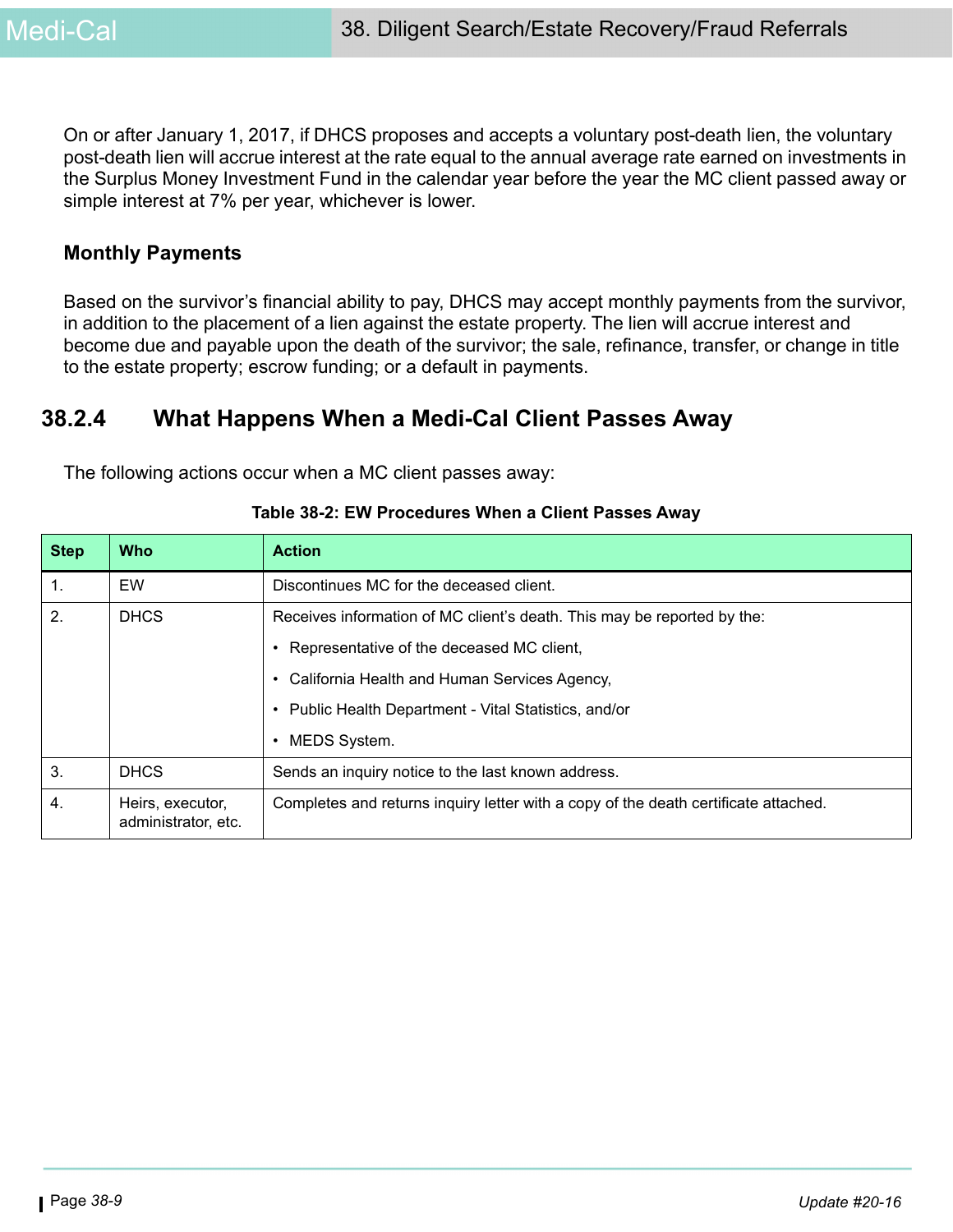On or after January 1, 2017, if DHCS proposes and accepts a voluntary post-death lien, the voluntary post-death lien will accrue interest at the rate equal to the annual average rate earned on investments in the Surplus Money Investment Fund in the calendar year before the year the MC client passed away or simple interest at 7% per year, whichever is lower.

### Monthly Payments

Based on the survivor's financial ability to pay, DHCS may accept monthly payments from the survivor, in addition to the placement of a lien against the estate property. The lien will accrue interest and become due and payable upon the death of the survivor; the sale, refinance, transfer, or change in title to the estate property; escrow funding; or a default in payments.

## 38.2.4 What Happens When a Medi-Cal Client Passes Away

The following actions occur when a MC client passes away:

**Table 38-2: EW Procedures When a Client Passes Away**

| Step | Who | Action |
|---|---|---|
| 1. | EW | Discontinues MC for the deceased client. |
| 2. | DHCS | Receives information of MC client's death. This may be reported by the:<br>• Representative of the deceased MC client,<br>• California Health and Human Services Agency,<br>• Public Health Department - Vital Statistics, and/or<br>• MEDS System. |
| 3. | DHCS | Sends an inquiry notice to the last known address. |
| 4. | Heirs, executor, administrator, etc. | Completes and returns inquiry letter with a copy of the death certificate attached. |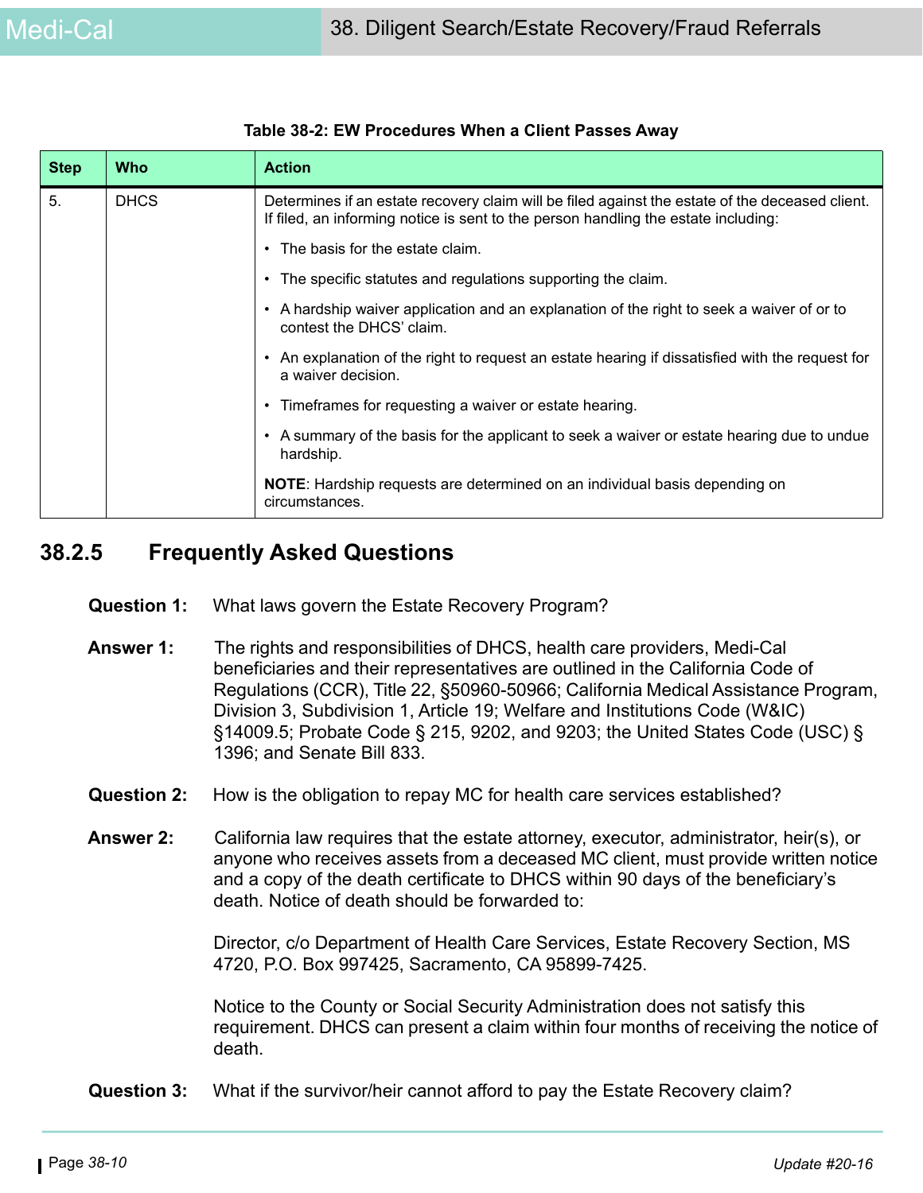**Table 38-2: EW Procedures When a Client Passes Away**

| Step | Who | Action |
|---|---|---|
| 5. | DHCS | Determines if an estate recovery claim will be filed against the estate of the deceased client. If filed, an informing notice is sent to the person handling the estate including:<br>• The basis for the estate claim.<br>• The specific statutes and regulations supporting the claim.<br>• A hardship waiver application and an explanation of the right to seek a waiver of or to contest the DHCS' claim.<br>• An explanation of the right to request an estate hearing if dissatisfied with the request for a waiver decision.<br>• Timeframes for requesting a waiver or estate hearing.<br>• A summary of the basis for the applicant to seek a waiver or estate hearing due to undue hardship.<br>**NOTE**: Hardship requests are determined on an individual basis depending on circumstances. |

## 38.2.5 Frequently Asked Questions

**Question 1:** What laws govern the Estate Recovery Program?

**Answer 1:** The rights and responsibilities of DHCS, health care providers, Medi-Cal beneficiaries and their representatives are outlined in the California Code of Regulations (CCR), Title 22, §50960-50966; California Medical Assistance Program, Division 3, Subdivision 1, Article 19; Welfare and Institutions Code (W&IC) §14009.5; Probate Code § 215, 9202, and 9203; the United States Code (USC) § 1396; and Senate Bill 833.

**Question 2:** How is the obligation to repay MC for health care services established?

**Answer 2:** California law requires that the estate attorney, executor, administrator, heir(s), or anyone who receives assets from a deceased MC client, must provide written notice and a copy of the death certificate to DHCS within 90 days of the beneficiary's death. Notice of death should be forwarded to:

Director, c/o Department of Health Care Services, Estate Recovery Section, MS 4720, P.O. Box 997425, Sacramento, CA 95899-7425.

Notice to the County or Social Security Administration does not satisfy this requirement. DHCS can present a claim within four months of receiving the notice of death.

**Question 3:** What if the survivor/heir cannot afford to pay the Estate Recovery claim?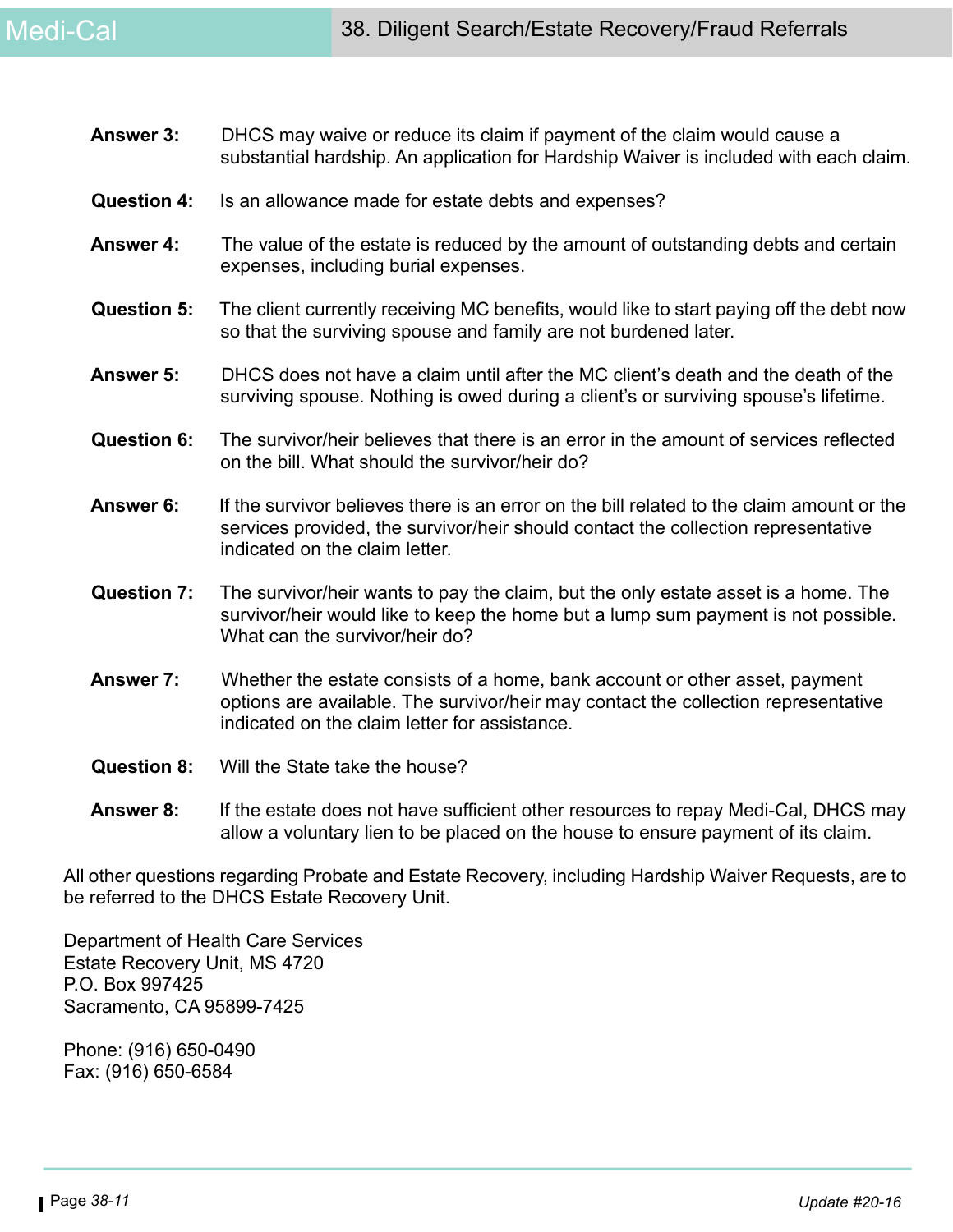**Answer 3:** DHCS may waive or reduce its claim if payment of the claim would cause a substantial hardship. An application for Hardship Waiver is included with each claim.

**Question 4:** Is an allowance made for estate debts and expenses?

**Answer 4:** The value of the estate is reduced by the amount of outstanding debts and certain expenses, including burial expenses.

**Question 5:** The client currently receiving MC benefits, would like to start paying off the debt now so that the surviving spouse and family are not burdened later.

**Answer 5:** DHCS does not have a claim until after the MC client's death and the death of the surviving spouse. Nothing is owed during a client's or surviving spouse's lifetime.

**Question 6:** The survivor/heir believes that there is an error in the amount of services reflected on the bill. What should the survivor/heir do?

**Answer 6:** If the survivor believes there is an error on the bill related to the claim amount or the services provided, the survivor/heir should contact the collection representative indicated on the claim letter.

**Question 7:** The survivor/heir wants to pay the claim, but the only estate asset is a home. The survivor/heir would like to keep the home but a lump sum payment is not possible. What can the survivor/heir do?

**Answer 7:** Whether the estate consists of a home, bank account or other asset, payment options are available. The survivor/heir may contact the collection representative indicated on the claim letter for assistance.

**Question 8:** Will the State take the house?

**Answer 8:** If the estate does not have sufficient other resources to repay Medi-Cal, DHCS may allow a voluntary lien to be placed on the house to ensure payment of its claim.

All other questions regarding Probate and Estate Recovery, including Hardship Waiver Requests, are to be referred to the DHCS Estate Recovery Unit.

Department of Health Care Services
Estate Recovery Unit, MS 4720
P.O. Box 997425
Sacramento, CA 95899-7425

Phone: (916) 650-0490
Fax: (916) 650-6584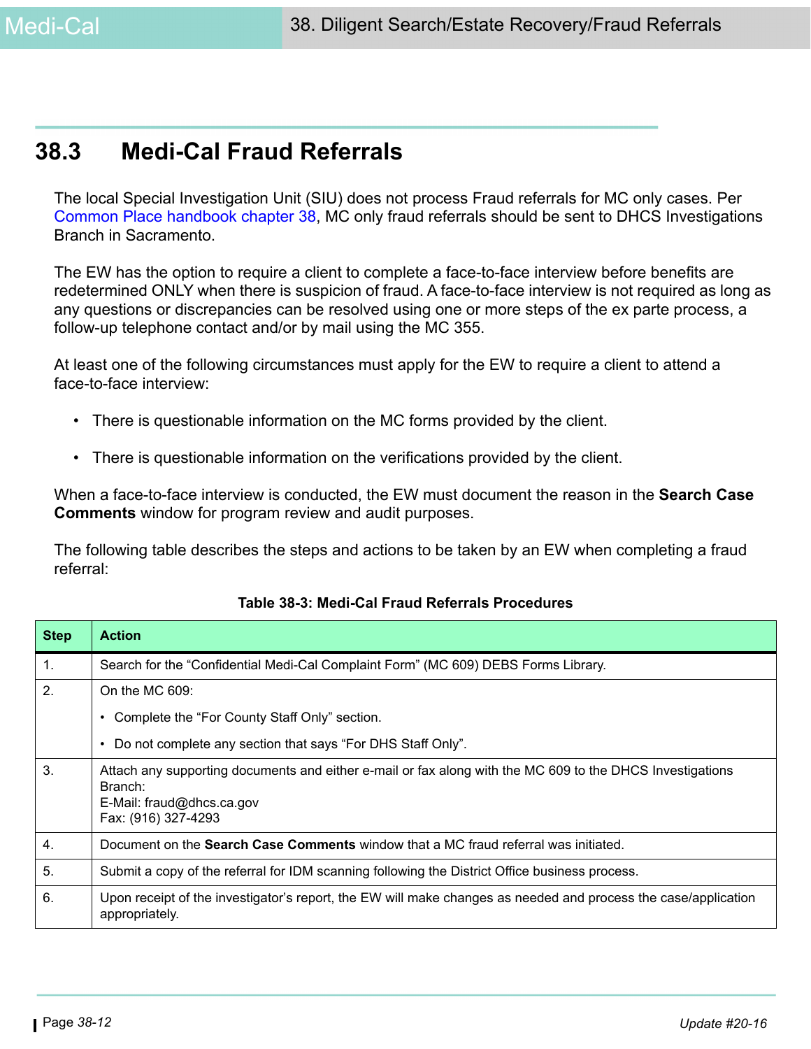## 38.3 Medi-Cal Fraud Referrals

The local Special Investigation Unit (SIU) does not process Fraud referrals for MC only cases. Per Common Place handbook chapter 38, MC only fraud referrals should be sent to DHCS Investigations Branch in Sacramento.

The EW has the option to require a client to complete a face-to-face interview before benefits are redetermined ONLY when there is suspicion of fraud. A face-to-face interview is not required as long as any questions or discrepancies can be resolved using one or more steps of the ex parte process, a follow-up telephone contact and/or by mail using the MC 355.

At least one of the following circumstances must apply for the EW to require a client to attend a face-to-face interview:

- There is questionable information on the MC forms provided by the client.
- There is questionable information on the verifications provided by the client.

When a face-to-face interview is conducted, the EW must document the reason in the **Search Case Comments** window for program review and audit purposes.

The following table describes the steps and actions to be taken by an EW when completing a fraud referral:

**Table 38-3: Medi-Cal Fraud Referrals Procedures**

| Step | Action |
|---|---|
| 1. | Search for the “Confidential Medi-Cal Complaint Form” (MC 609) DEBS Forms Library. |
| 2. | On the MC 609:<br>• Complete the “For County Staff Only” section.<br>• Do not complete any section that says “For DHS Staff Only”. |
| 3. | Attach any supporting documents and either e-mail or fax along with the MC 609 to the DHCS Investigations Branch:<br>E-Mail: fraud@dhcs.ca.gov<br>Fax: (916) 327-4293 |
| 4. | Document on the **Search Case Comments** window that a MC fraud referral was initiated. |
| 5. | Submit a copy of the referral for IDM scanning following the District Office business process. |
| 6. | Upon receipt of the investigator’s report, the EW will make changes as needed and process the case/application appropriately. |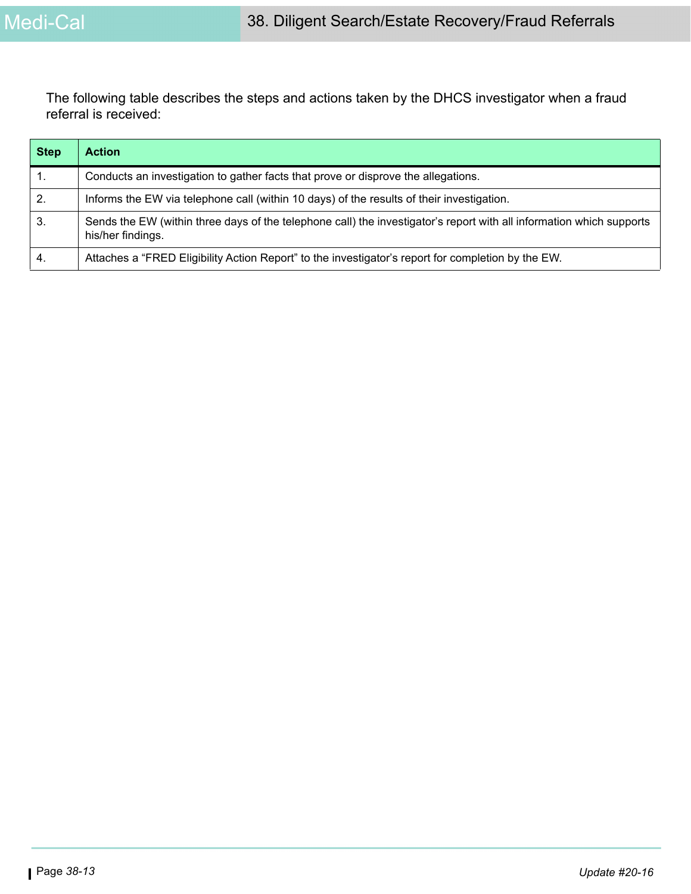The following table describes the steps and actions taken by the DHCS investigator when a fraud referral is received:

| Step | Action |
| --- | --- |
| 1. | Conducts an investigation to gather facts that prove or disprove the allegations. |
| 2. | Informs the EW via telephone call (within 10 days) of the results of their investigation. |
| 3. | Sends the EW (within three days of the telephone call) the investigator's report with all information which supports his/her findings. |
| 4. | Attaches a "FRED Eligibility Action Report" to the investigator's report for completion by the EW. |